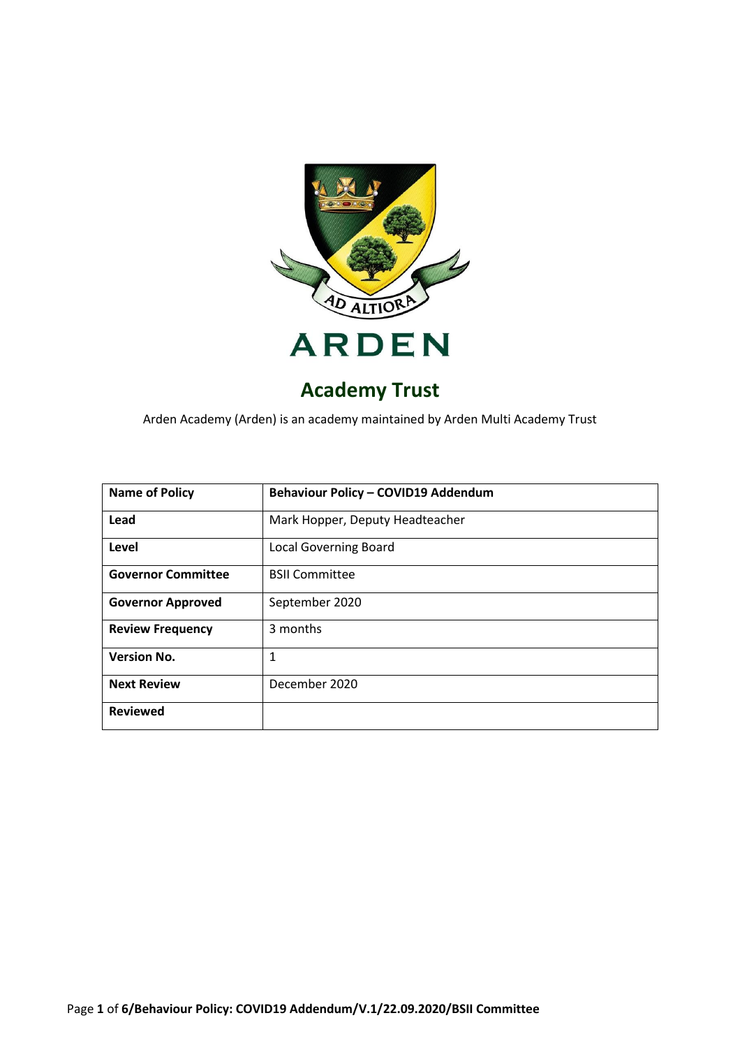AD ALTIORA

# ARDEN

## Academy Trust

Arden Academy (Arden) is an academy maintained by Arden Multi Academy Trust

| **Name of Policy** | **Behaviour Policy – COVID19 Addendum** |
|---|---|
| **Lead** | Mark Hopper, Deputy Headteacher |
| **Level** | Local Governing Board |
| **Governor Committee** | BSII Committee |
| **Governor Approved** | September 2020 |
| **Review Frequency** | 3 months |
| **Version No.** | 1 |
| **Next Review** | December 2020 |
| **Reviewed** | |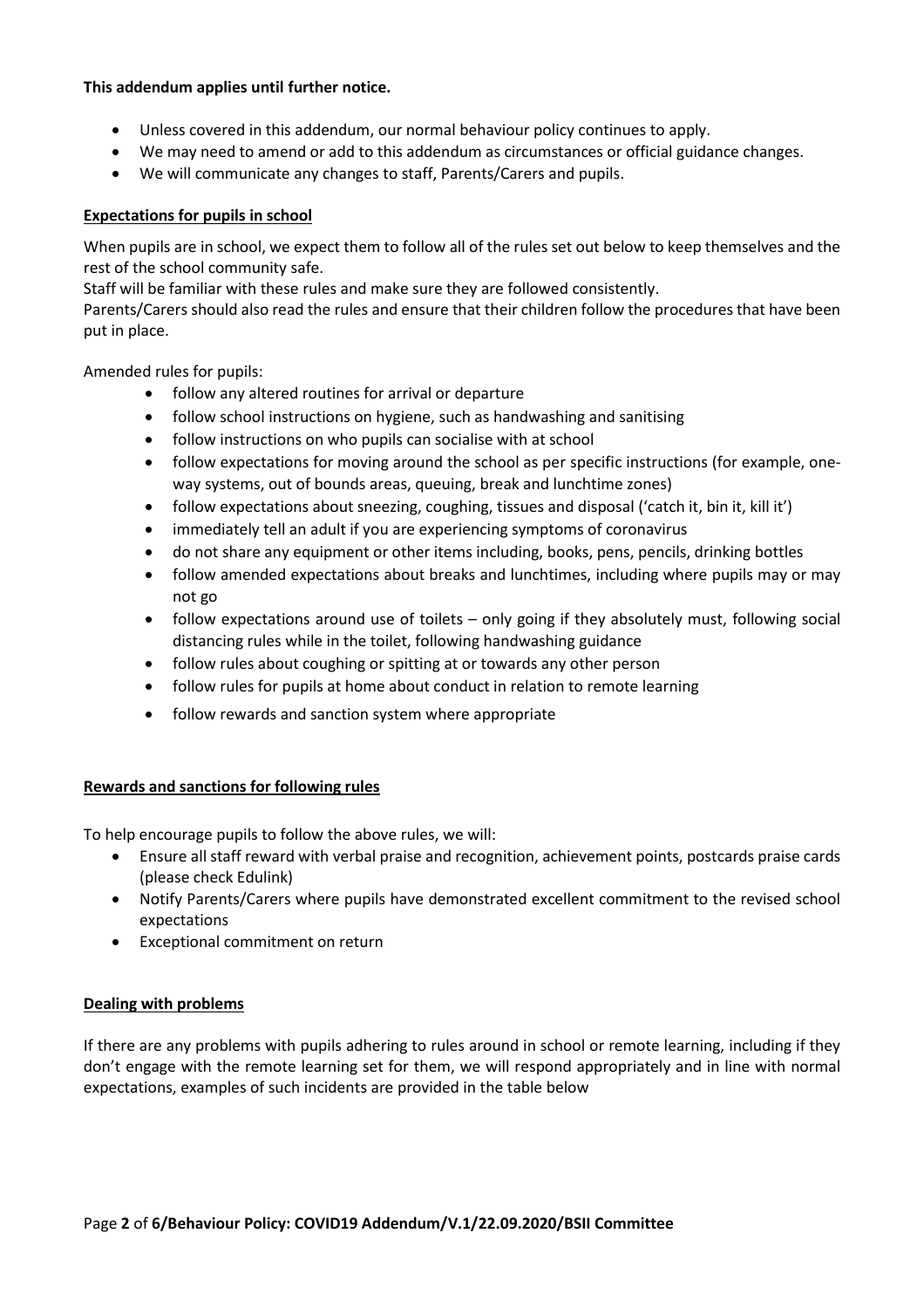**This addendum applies until further notice.**

- Unless covered in this addendum, our normal behaviour policy continues to apply.
- We may need to amend or add to this addendum as circumstances or official guidance changes.
- We will communicate any changes to staff, Parents/Carers and pupils.

## Expectations for pupils in school

When pupils are in school, we expect them to follow all of the rules set out below to keep themselves and the rest of the school community safe.

Staff will be familiar with these rules and make sure they are followed consistently.

Parents/Carers should also read the rules and ensure that their children follow the procedures that have been put in place.

Amended rules for pupils:

- follow any altered routines for arrival or departure
- follow school instructions on hygiene, such as handwashing and sanitising
- follow instructions on who pupils can socialise with at school
- follow expectations for moving around the school as per specific instructions (for example, one-way systems, out of bounds areas, queuing, break and lunchtime zones)
- follow expectations about sneezing, coughing, tissues and disposal ('catch it, bin it, kill it')
- immediately tell an adult if you are experiencing symptoms of coronavirus
- do not share any equipment or other items including, books, pens, pencils, drinking bottles
- follow amended expectations about breaks and lunchtimes, including where pupils may or may not go
- follow expectations around use of toilets – only going if they absolutely must, following social distancing rules while in the toilet, following handwashing guidance
- follow rules about coughing or spitting at or towards any other person
- follow rules for pupils at home about conduct in relation to remote learning
- follow rewards and sanction system where appropriate

## Rewards and sanctions for following rules

To help encourage pupils to follow the above rules, we will:

- Ensure all staff reward with verbal praise and recognition, achievement points, postcards praise cards (please check Edulink)
- Notify Parents/Carers where pupils have demonstrated excellent commitment to the revised school expectations
- Exceptional commitment on return

## Dealing with problems

If there are any problems with pupils adhering to rules around in school or remote learning, including if they don't engage with the remote learning set for them, we will respond appropriately and in line with normal expectations, examples of such incidents are provided in the table below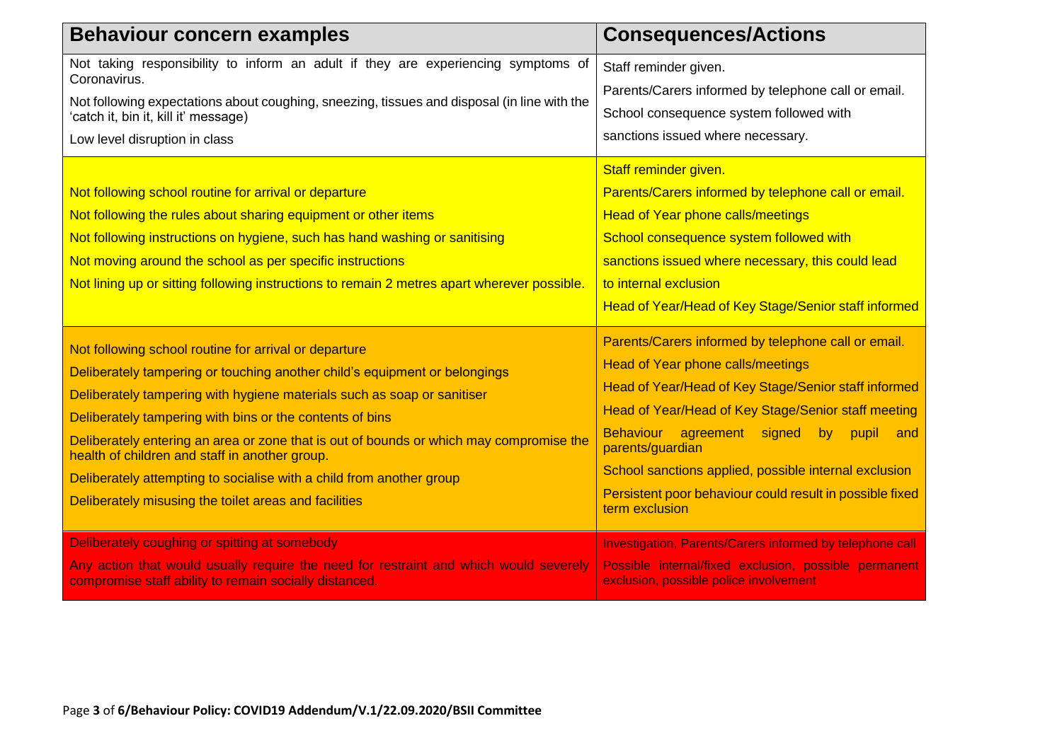| Behaviour concern examples | Consequences/Actions |
|---|---|
| Not taking responsibility to inform an adult if they are experiencing symptoms of Coronavirus.<br>Not following expectations about coughing, sneezing, tissues and disposal (in line with the 'catch it, bin it, kill it' message)<br>Low level disruption in class | Staff reminder given.<br>Parents/Carers informed by telephone call or email.<br>School consequence system followed with sanctions issued where necessary. |
| Not following school routine for arrival or departure<br>Not following the rules about sharing equipment or other items<br>Not following instructions on hygiene, such has hand washing or sanitising<br>Not moving around the school as per specific instructions<br>Not lining up or sitting following instructions to remain 2 metres apart wherever possible. | Staff reminder given.<br>Parents/Carers informed by telephone call or email.<br>Head of Year phone calls/meetings<br>School consequence system followed with sanctions issued where necessary, this could lead to internal exclusion<br>Head of Year/Head of Key Stage/Senior staff informed |
| Not following school routine for arrival or departure<br>Deliberately tampering or touching another child's equipment or belongings<br>Deliberately tampering with hygiene materials such as soap or sanitiser<br>Deliberately tampering with bins or the contents of bins<br>Deliberately entering an area or zone that is out of bounds or which may compromise the health of children and staff in another group.<br>Deliberately attempting to socialise with a child from another group<br>Deliberately misusing the toilet areas and facilities | Parents/Carers informed by telephone call or email.<br>Head of Year phone calls/meetings<br>Head of Year/Head of Key Stage/Senior staff informed<br>Head of Year/Head of Key Stage/Senior staff meeting<br>Behaviour agreement signed by pupil and parents/guardian<br>School sanctions applied, possible internal exclusion<br>Persistent poor behaviour could result in possible fixed term exclusion |
| Deliberately coughing or spitting at somebody<br>Any action that would usually require the need for restraint and which would severely compromise staff ability to remain socially distanced. | Investigation, Parents/Carers informed by telephone call<br>Possible internal/fixed exclusion, possible permanent exclusion, possible police involvement |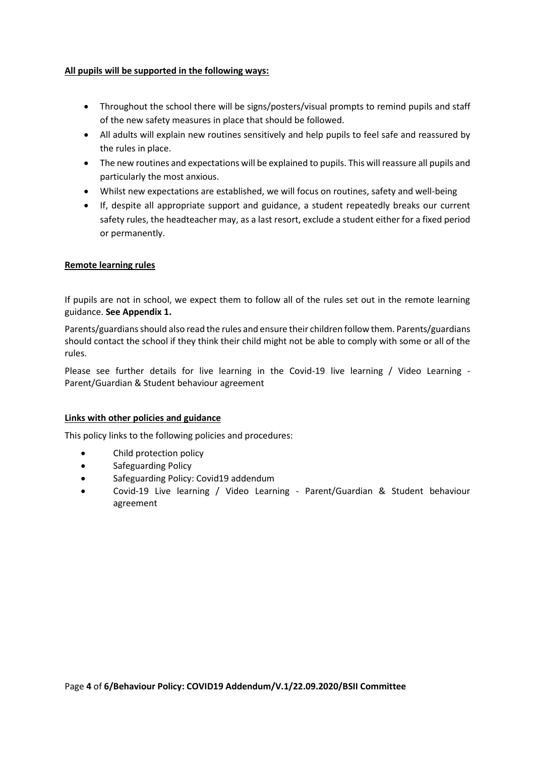**All pupils will be supported in the following ways:**

- Throughout the school there will be signs/posters/visual prompts to remind pupils and staff of the new safety measures in place that should be followed.
- All adults will explain new routines sensitively and help pupils to feel safe and reassured by the rules in place.
- The new routines and expectations will be explained to pupils. This will reassure all pupils and particularly the most anxious.
- Whilst new expectations are established, we will focus on routines, safety and well-being
- If, despite all appropriate support and guidance, a student repeatedly breaks our current safety rules, the headteacher may, as a last resort, exclude a student either for a fixed period or permanently.

**Remote learning rules**

If pupils are not in school, we expect them to follow all of the rules set out in the remote learning guidance. **See Appendix 1.**

Parents/guardians should also read the rules and ensure their children follow them. Parents/guardians should contact the school if they think their child might not be able to comply with some or all of the rules.

Please see further details for live learning in the Covid-19 live learning / Video Learning - Parent/Guardian & Student behaviour agreement

**Links with other policies and guidance**

This policy links to the following policies and procedures:

- Child protection policy
- Safeguarding Policy
- Safeguarding Policy: Covid19 addendum
- Covid-19 Live learning / Video Learning - Parent/Guardian & Student behaviour agreement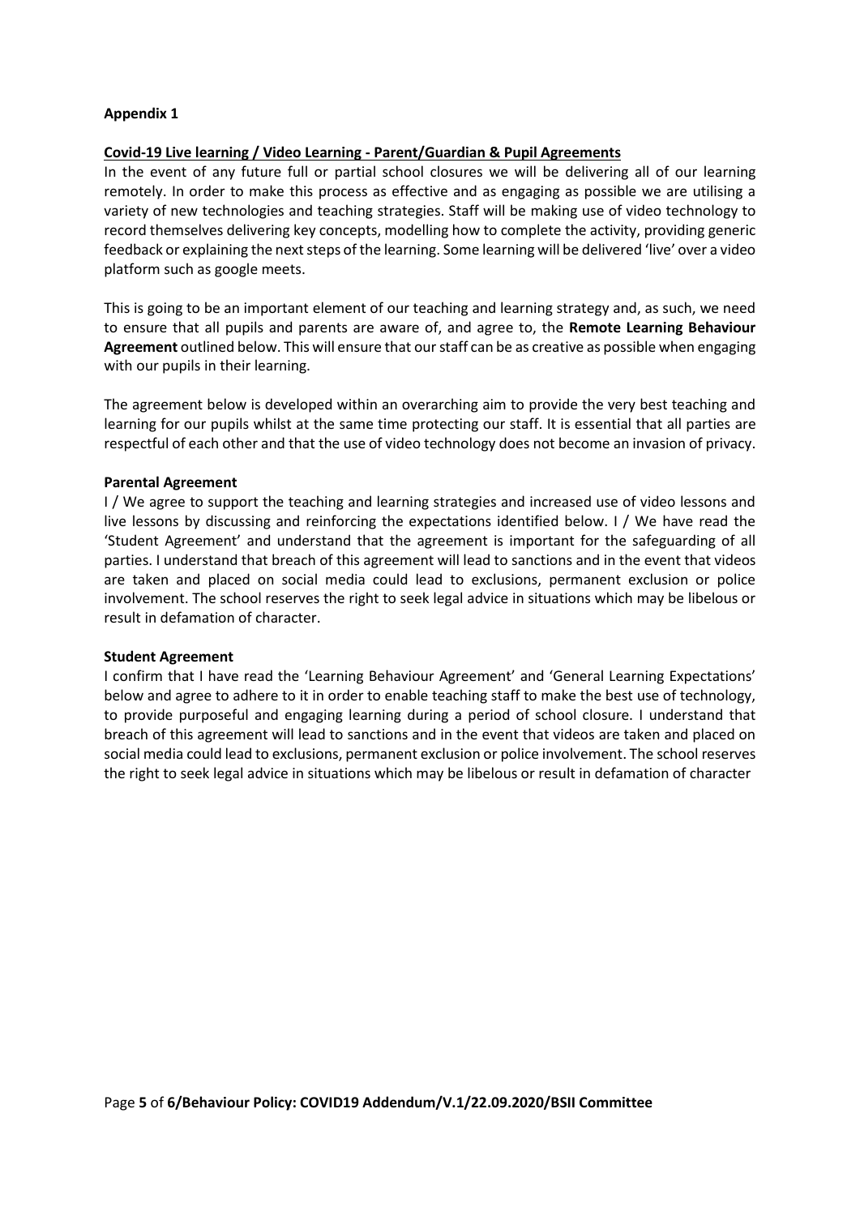**Appendix 1**

**Covid-19 Live learning / Video Learning - Parent/Guardian & Pupil Agreements**

In the event of any future full or partial school closures we will be delivering all of our learning remotely. In order to make this process as effective and as engaging as possible we are utilising a variety of new technologies and teaching strategies. Staff will be making use of video technology to record themselves delivering key concepts, modelling how to complete the activity, providing generic feedback or explaining the next steps of the learning. Some learning will be delivered 'live' over a video platform such as google meets.

This is going to be an important element of our teaching and learning strategy and, as such, we need to ensure that all pupils and parents are aware of, and agree to, the **Remote Learning Behaviour Agreement** outlined below. This will ensure that our staff can be as creative as possible when engaging with our pupils in their learning.

The agreement below is developed within an overarching aim to provide the very best teaching and learning for our pupils whilst at the same time protecting our staff. It is essential that all parties are respectful of each other and that the use of video technology does not become an invasion of privacy.

**Parental Agreement**

I / We agree to support the teaching and learning strategies and increased use of video lessons and live lessons by discussing and reinforcing the expectations identified below. I / We have read the 'Student Agreement' and understand that the agreement is important for the safeguarding of all parties. I understand that breach of this agreement will lead to sanctions and in the event that videos are taken and placed on social media could lead to exclusions, permanent exclusion or police involvement. The school reserves the right to seek legal advice in situations which may be libelous or result in defamation of character.

**Student Agreement**

I confirm that I have read the 'Learning Behaviour Agreement' and 'General Learning Expectations' below and agree to adhere to it in order to enable teaching staff to make the best use of technology, to provide purposeful and engaging learning during a period of school closure. I understand that breach of this agreement will lead to sanctions and in the event that videos are taken and placed on social media could lead to exclusions, permanent exclusion or police involvement. The school reserves the right to seek legal advice in situations which may be libelous or result in defamation of character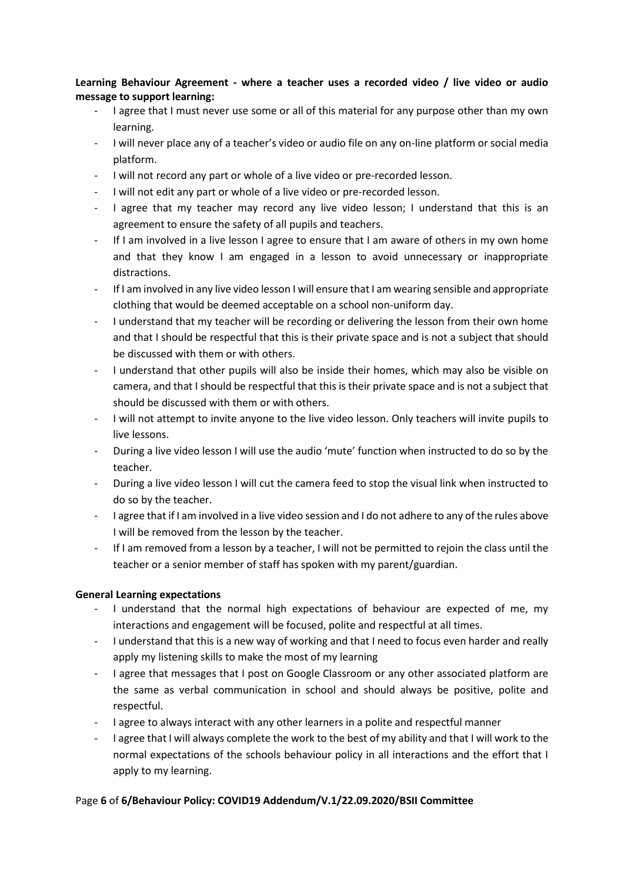**Learning Behaviour Agreement - where a teacher uses a recorded video / live video or audio message to support learning:**

- I agree that I must never use some or all of this material for any purpose other than my own learning.
- I will never place any of a teacher's video or audio file on any on-line platform or social media platform.
- I will not record any part or whole of a live video or pre-recorded lesson.
- I will not edit any part or whole of a live video or pre-recorded lesson.
- I agree that my teacher may record any live video lesson; I understand that this is an agreement to ensure the safety of all pupils and teachers.
- If I am involved in a live lesson I agree to ensure that I am aware of others in my own home and that they know I am engaged in a lesson to avoid unnecessary or inappropriate distractions.
- If I am involved in any live video lesson I will ensure that I am wearing sensible and appropriate clothing that would be deemed acceptable on a school non-uniform day.
- I understand that my teacher will be recording or delivering the lesson from their own home and that I should be respectful that this is their private space and is not a subject that should be discussed with them or with others.
- I understand that other pupils will also be inside their homes, which may also be visible on camera, and that I should be respectful that this is their private space and is not a subject that should be discussed with them or with others.
- I will not attempt to invite anyone to the live video lesson. Only teachers will invite pupils to live lessons.
- During a live video lesson I will use the audio 'mute' function when instructed to do so by the teacher.
- During a live video lesson I will cut the camera feed to stop the visual link when instructed to do so by the teacher.
- I agree that if I am involved in a live video session and I do not adhere to any of the rules above I will be removed from the lesson by the teacher.
- If I am removed from a lesson by a teacher, I will not be permitted to rejoin the class until the teacher or a senior member of staff has spoken with my parent/guardian.

**General Learning expectations**

- I understand that the normal high expectations of behaviour are expected of me, my interactions and engagement will be focused, polite and respectful at all times.
- I understand that this is a new way of working and that I need to focus even harder and really apply my listening skills to make the most of my learning
- I agree that messages that I post on Google Classroom or any other associated platform are the same as verbal communication in school and should always be positive, polite and respectful.
- I agree to always interact with any other learners in a polite and respectful manner
- I agree that I will always complete the work to the best of my ability and that I will work to the normal expectations of the schools behaviour policy in all interactions and the effort that I apply to my learning.